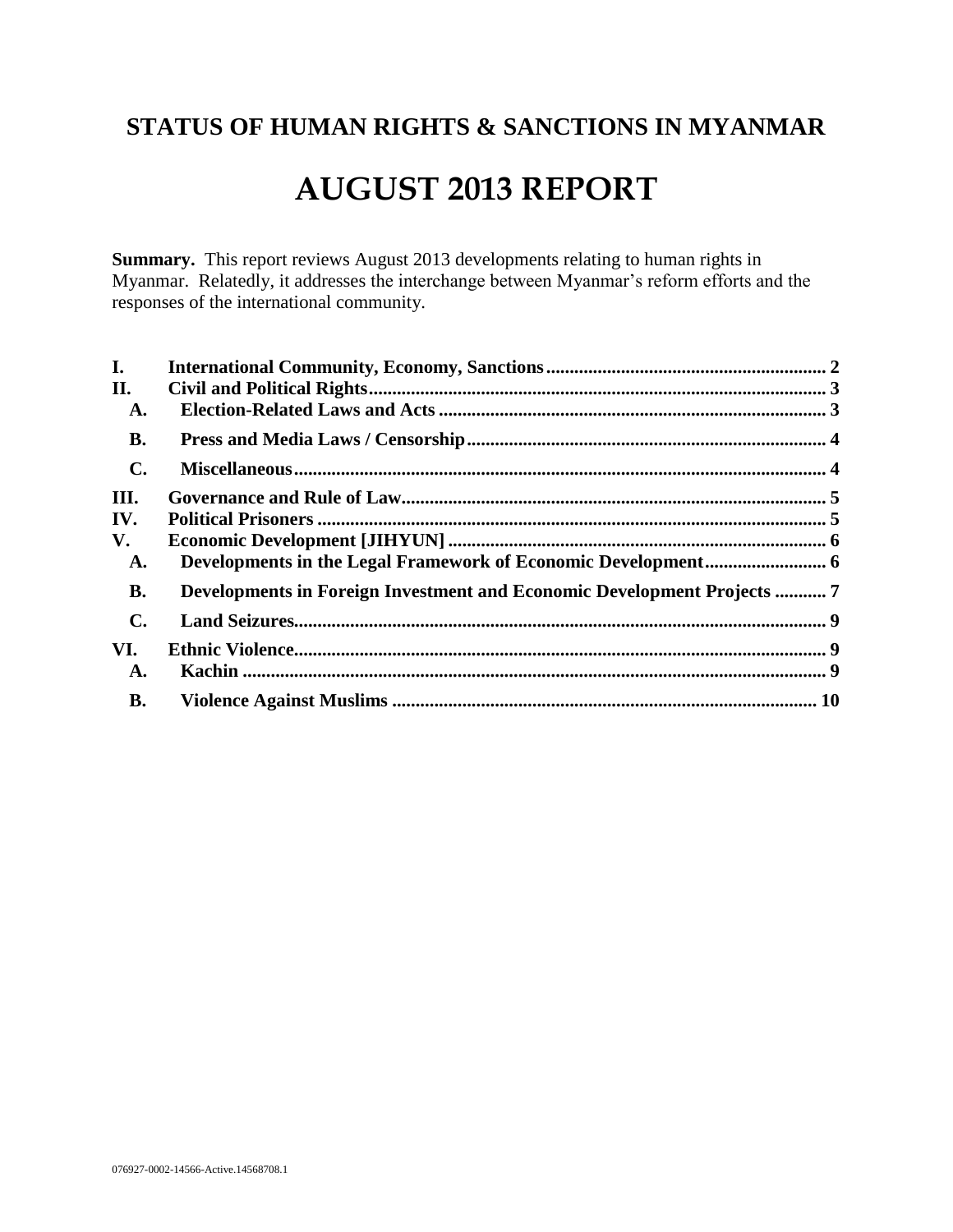# STATUS OF HUMAN RIGHTS & SANCTIONS IN MYANMAR

# AUGUST 2013 REPORT

**Summary.** This report reviews August 2013 developments relating to human rights in Myanmar. Relatedly, it addresses the interchange between Myanmar's reform efforts and the responses of the international community.

| | | |
|---|---|---|
| **I.** | **International Community, Economy, Sanctions** | **2** |
| **II.** | **Civil and Political Rights** | **3** |
| **A.** | **Election-Related Laws and Acts** | **3** |
| **B.** | **Press and Media Laws / Censorship** | **4** |
| **C.** | **Miscellaneous** | **4** |
| **III.** | **Governance and Rule of Law** | **5** |
| **IV.** | **Political Prisoners** | **5** |
| **V.** | **Economic Development [JIHYUN]** | **6** |
| **A.** | **Developments in the Legal Framework of Economic Development** | **6** |
| **B.** | **Developments in Foreign Investment and Economic Development Projects** | **7** |
| **C.** | **Land Seizures** | **9** |
| **VI.** | **Ethnic Violence** | **9** |
| **A.** | **Kachin** | **9** |
| **B.** | **Violence Against Muslims** | **10** |

076927-0002-14566-Active.14568708.1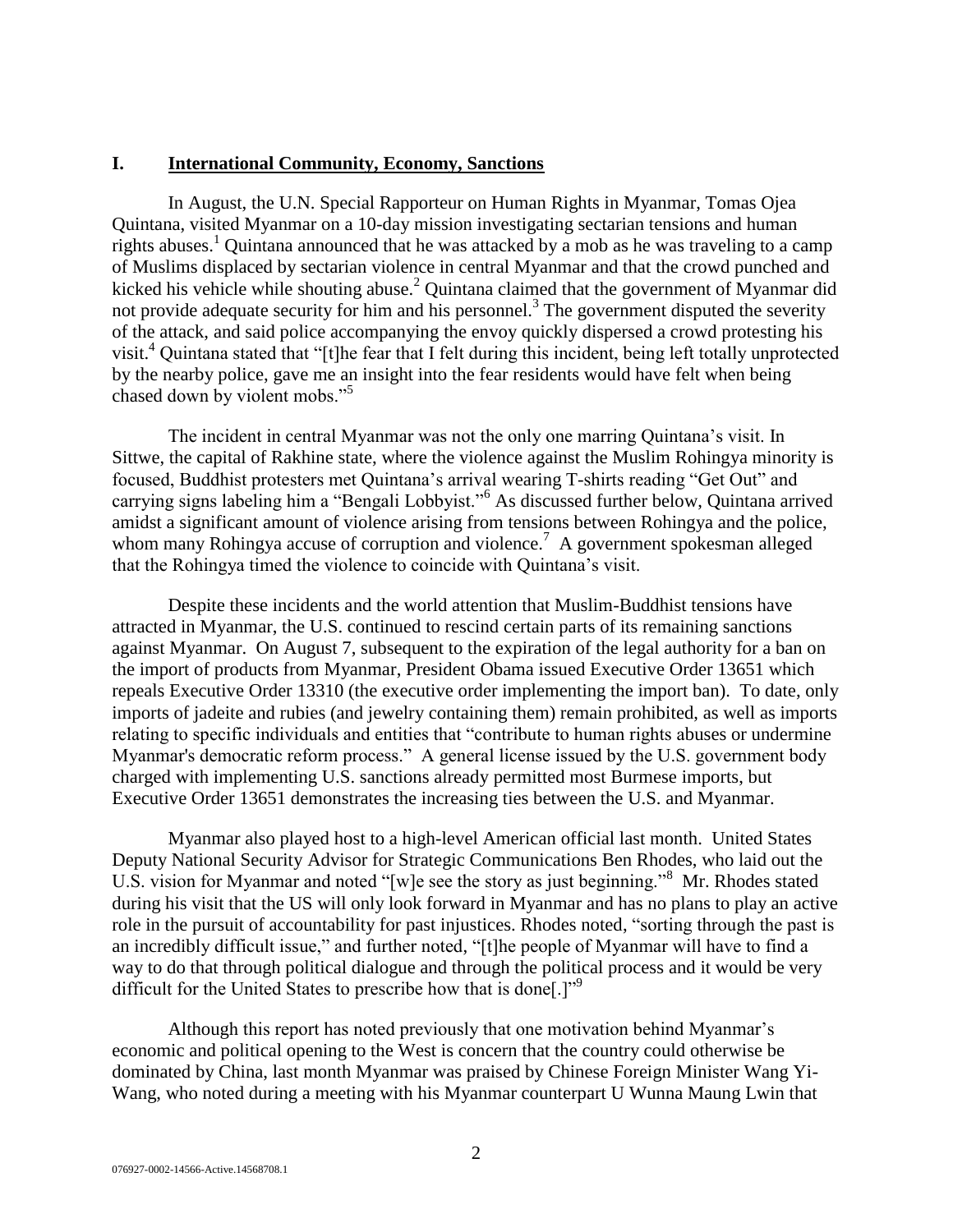## I. International Community, Economy, Sanctions

In August, the U.N. Special Rapporteur on Human Rights in Myanmar, Tomas Ojea Quintana, visited Myanmar on a 10-day mission investigating sectarian tensions and human rights abuses.[1] Quintana announced that he was attacked by a mob as he was traveling to a camp of Muslims displaced by sectarian violence in central Myanmar and that the crowd punched and kicked his vehicle while shouting abuse.[2] Quintana claimed that the government of Myanmar did not provide adequate security for him and his personnel.[3] The government disputed the severity of the attack, and said police accompanying the envoy quickly dispersed a crowd protesting his visit.[4] Quintana stated that "[t]he fear that I felt during this incident, being left totally unprotected by the nearby police, gave me an insight into the fear residents would have felt when being chased down by violent mobs."[5]

The incident in central Myanmar was not the only one marring Quintana's visit. In Sittwe, the capital of Rakhine state, where the violence against the Muslim Rohingya minority is focused, Buddhist protesters met Quintana's arrival wearing T-shirts reading "Get Out" and carrying signs labeling him a "Bengali Lobbyist."[6] As discussed further below, Quintana arrived amidst a significant amount of violence arising from tensions between Rohingya and the police, whom many Rohingya accuse of corruption and violence.[7] A government spokesman alleged that the Rohingya timed the violence to coincide with Quintana's visit.

Despite these incidents and the world attention that Muslim-Buddhist tensions have attracted in Myanmar, the U.S. continued to rescind certain parts of its remaining sanctions against Myanmar. On August 7, subsequent to the expiration of the legal authority for a ban on the import of products from Myanmar, President Obama issued Executive Order 13651 which repeals Executive Order 13310 (the executive order implementing the import ban). To date, only imports of jadeite and rubies (and jewelry containing them) remain prohibited, as well as imports relating to specific individuals and entities that "contribute to human rights abuses or undermine Myanmar's democratic reform process." A general license issued by the U.S. government body charged with implementing U.S. sanctions already permitted most Burmese imports, but Executive Order 13651 demonstrates the increasing ties between the U.S. and Myanmar.

Myanmar also played host to a high-level American official last month. United States Deputy National Security Advisor for Strategic Communications Ben Rhodes, who laid out the U.S. vision for Myanmar and noted "[w]e see the story as just beginning."[8] Mr. Rhodes stated during his visit that the US will only look forward in Myanmar and has no plans to play an active role in the pursuit of accountability for past injustices. Rhodes noted, "sorting through the past is an incredibly difficult issue," and further noted, "[t]he people of Myanmar will have to find a way to do that through political dialogue and through the political process and it would be very difficult for the United States to prescribe how that is done[.]"[9]

Although this report has noted previously that one motivation behind Myanmar's economic and political opening to the West is concern that the country could otherwise be dominated by China, last month Myanmar was praised by Chinese Foreign Minister Wang Yi-Wang, who noted during a meeting with his Myanmar counterpart U Wunna Maung Lwin that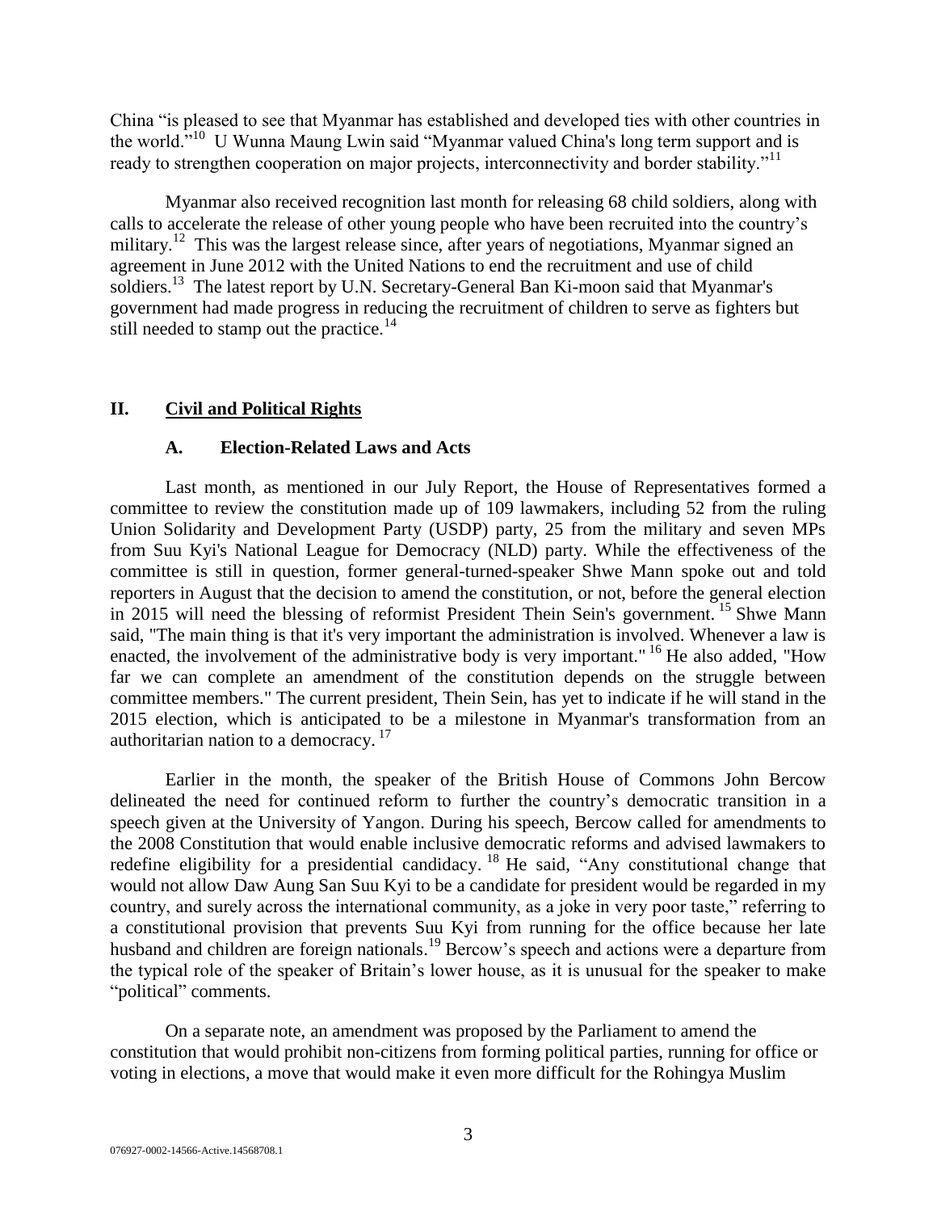China "is pleased to see that Myanmar has established and developed ties with other countries in the world."[10] U Wunna Maung Lwin said "Myanmar valued China's long term support and is ready to strengthen cooperation on major projects, interconnectivity and border stability."[11]

Myanmar also received recognition last month for releasing 68 child soldiers, along with calls to accelerate the release of other young people who have been recruited into the country's military.[12] This was the largest release since, after years of negotiations, Myanmar signed an agreement in June 2012 with the United Nations to end the recruitment and use of child soldiers.[13] The latest report by U.N. Secretary-General Ban Ki-moon said that Myanmar's government had made progress in reducing the recruitment of children to serve as fighters but still needed to stamp out the practice.[14]

## II. Civil and Political Rights

### A. Election-Related Laws and Acts

Last month, as mentioned in our July Report, the House of Representatives formed a committee to review the constitution made up of 109 lawmakers, including 52 from the ruling Union Solidarity and Development Party (USDP) party, 25 from the military and seven MPs from Suu Kyi's National League for Democracy (NLD) party. While the effectiveness of the committee is still in question, former general-turned-speaker Shwe Mann spoke out and told reporters in August that the decision to amend the constitution, or not, before the general election in 2015 will need the blessing of reformist President Thein Sein's government.[15] Shwe Mann said, "The main thing is that it's very important the administration is involved. Whenever a law is enacted, the involvement of the administrative body is very important."[16] He also added, "How far we can complete an amendment of the constitution depends on the struggle between committee members." The current president, Thein Sein, has yet to indicate if he will stand in the 2015 election, which is anticipated to be a milestone in Myanmar's transformation from an authoritarian nation to a democracy.[17]

Earlier in the month, the speaker of the British House of Commons John Bercow delineated the need for continued reform to further the country's democratic transition in a speech given at the University of Yangon. During his speech, Bercow called for amendments to the 2008 Constitution that would enable inclusive democratic reforms and advised lawmakers to redefine eligibility for a presidential candidacy.[18] He said, "Any constitutional change that would not allow Daw Aung San Suu Kyi to be a candidate for president would be regarded in my country, and surely across the international community, as a joke in very poor taste," referring to a constitutional provision that prevents Suu Kyi from running for the office because her late husband and children are foreign nationals.[19] Bercow's speech and actions were a departure from the typical role of the speaker of Britain's lower house, as it is unusual for the speaker to make "political" comments.

On a separate note, an amendment was proposed by the Parliament to amend the constitution that would prohibit non-citizens from forming political parties, running for office or voting in elections, a move that would make it even more difficult for the Rohingya Muslim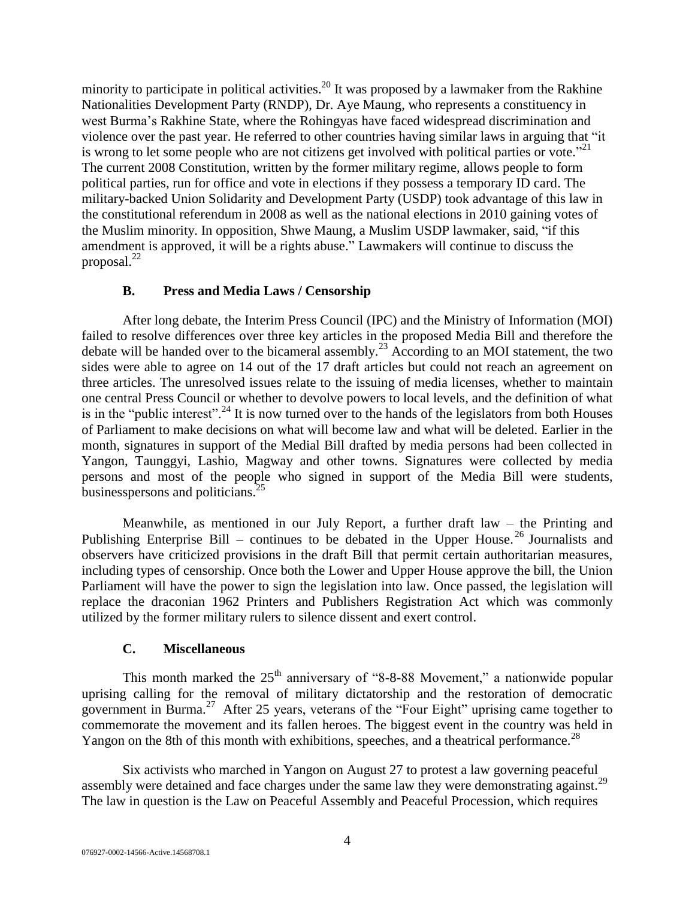minority to participate in political activities.[20] It was proposed by a lawmaker from the Rakhine Nationalities Development Party (RNDP), Dr. Aye Maung, who represents a constituency in west Burma's Rakhine State, where the Rohingyas have faced widespread discrimination and violence over the past year. He referred to other countries having similar laws in arguing that "it is wrong to let some people who are not citizens get involved with political parties or vote."[21] The current 2008 Constitution, written by the former military regime, allows people to form political parties, run for office and vote in elections if they possess a temporary ID card. The military-backed Union Solidarity and Development Party (USDP) took advantage of this law in the constitutional referendum in 2008 as well as the national elections in 2010 gaining votes of the Muslim minority. In opposition, Shwe Maung, a Muslim USDP lawmaker, said, "if this amendment is approved, it will be a rights abuse." Lawmakers will continue to discuss the proposal.[22]

### B. Press and Media Laws / Censorship

After long debate, the Interim Press Council (IPC) and the Ministry of Information (MOI) failed to resolve differences over three key articles in the proposed Media Bill and therefore the debate will be handed over to the bicameral assembly.[23] According to an MOI statement, the two sides were able to agree on 14 out of the 17 draft articles but could not reach an agreement on three articles. The unresolved issues relate to the issuing of media licenses, whether to maintain one central Press Council or whether to devolve powers to local levels, and the definition of what is in the "public interest".[24] It is now turned over to the hands of the legislators from both Houses of Parliament to make decisions on what will become law and what will be deleted. Earlier in the month, signatures in support of the Medial Bill drafted by media persons had been collected in Yangon, Taunggyi, Lashio, Magway and other towns. Signatures were collected by media persons and most of the people who signed in support of the Media Bill were students, businesspersons and politicians.[25]

Meanwhile, as mentioned in our July Report, a further draft law – the Printing and Publishing Enterprise Bill – continues to be debated in the Upper House.[26] Journalists and observers have criticized provisions in the draft Bill that permit certain authoritarian measures, including types of censorship. Once both the Lower and Upper House approve the bill, the Union Parliament will have the power to sign the legislation into law. Once passed, the legislation will replace the draconian 1962 Printers and Publishers Registration Act which was commonly utilized by the former military rulers to silence dissent and exert control.

### C. Miscellaneous

This month marked the 25th anniversary of "8-8-88 Movement," a nationwide popular uprising calling for the removal of military dictatorship and the restoration of democratic government in Burma.[27] After 25 years, veterans of the "Four Eight" uprising came together to commemorate the movement and its fallen heroes. The biggest event in the country was held in Yangon on the 8th of this month with exhibitions, speeches, and a theatrical performance.[28]

Six activists who marched in Yangon on August 27 to protest a law governing peaceful assembly were detained and face charges under the same law they were demonstrating against.[29] The law in question is the Law on Peaceful Assembly and Peaceful Procession, which requires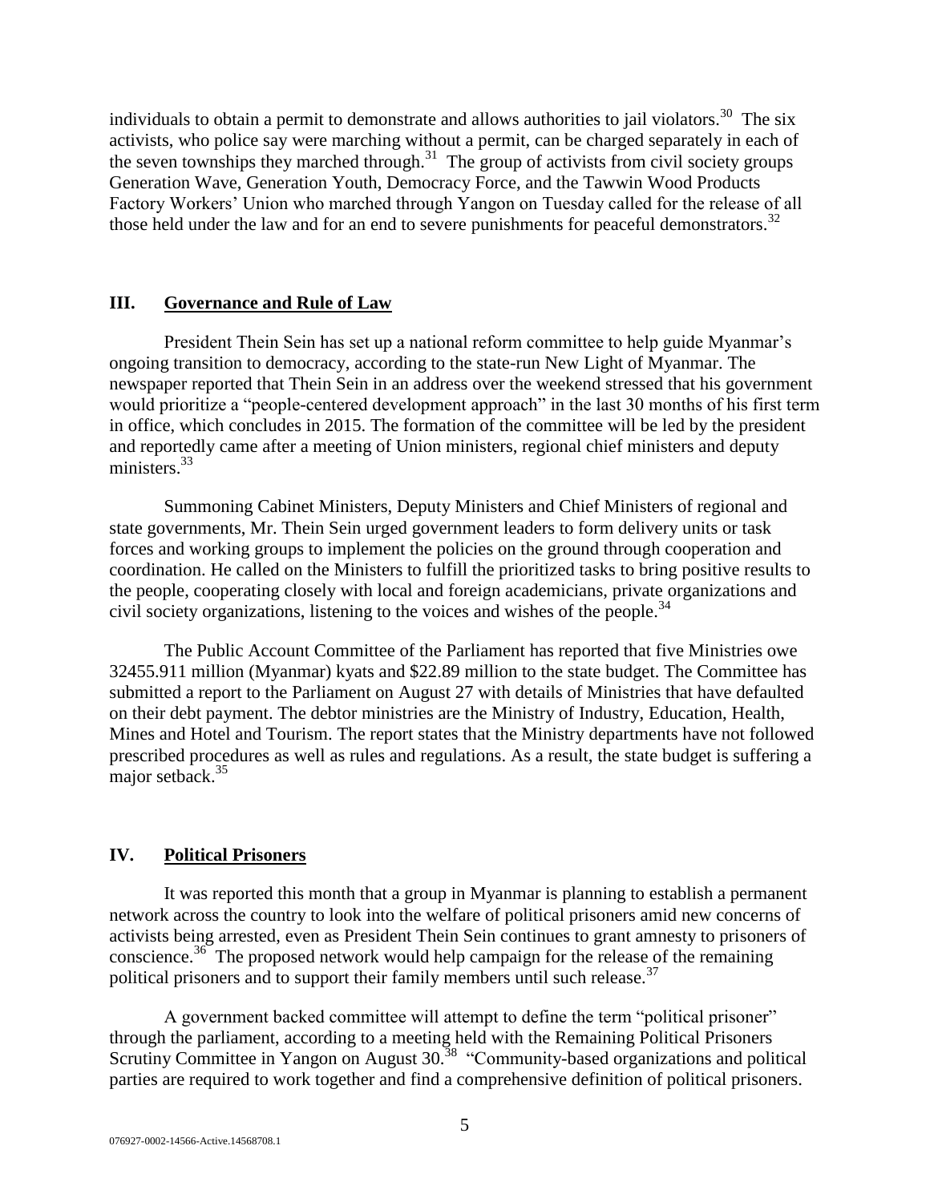individuals to obtain a permit to demonstrate and allows authorities to jail violators.[30] The six activists, who police say were marching without a permit, can be charged separately in each of the seven townships they marched through.[31] The group of activists from civil society groups Generation Wave, Generation Youth, Democracy Force, and the Tawwin Wood Products Factory Workers' Union who marched through Yangon on Tuesday called for the release of all those held under the law and for an end to severe punishments for peaceful demonstrators.[32]

## III. Governance and Rule of Law

President Thein Sein has set up a national reform committee to help guide Myanmar's ongoing transition to democracy, according to the state-run New Light of Myanmar. The newspaper reported that Thein Sein in an address over the weekend stressed that his government would prioritize a "people-centered development approach" in the last 30 months of his first term in office, which concludes in 2015. The formation of the committee will be led by the president and reportedly came after a meeting of Union ministers, regional chief ministers and deputy ministers.[33]

Summoning Cabinet Ministers, Deputy Ministers and Chief Ministers of regional and state governments, Mr. Thein Sein urged government leaders to form delivery units or task forces and working groups to implement the policies on the ground through cooperation and coordination. He called on the Ministers to fulfill the prioritized tasks to bring positive results to the people, cooperating closely with local and foreign academicians, private organizations and civil society organizations, listening to the voices and wishes of the people.[34]

The Public Account Committee of the Parliament has reported that five Ministries owe 32455.911 million (Myanmar) kyats and $22.89 million to the state budget. The Committee has submitted a report to the Parliament on August 27 with details of Ministries that have defaulted on their debt payment. The debtor ministries are the Ministry of Industry, Education, Health, Mines and Hotel and Tourism. The report states that the Ministry departments have not followed prescribed procedures as well as rules and regulations. As a result, the state budget is suffering a major setback.[35]

## IV. Political Prisoners

It was reported this month that a group in Myanmar is planning to establish a permanent network across the country to look into the welfare of political prisoners amid new concerns of activists being arrested, even as President Thein Sein continues to grant amnesty to prisoners of conscience.[36] The proposed network would help campaign for the release of the remaining political prisoners and to support their family members until such release.[37]

A government backed committee will attempt to define the term "political prisoner" through the parliament, according to a meeting held with the Remaining Political Prisoners Scrutiny Committee in Yangon on August 30.[38] "Community-based organizations and political parties are required to work together and find a comprehensive definition of political prisoners.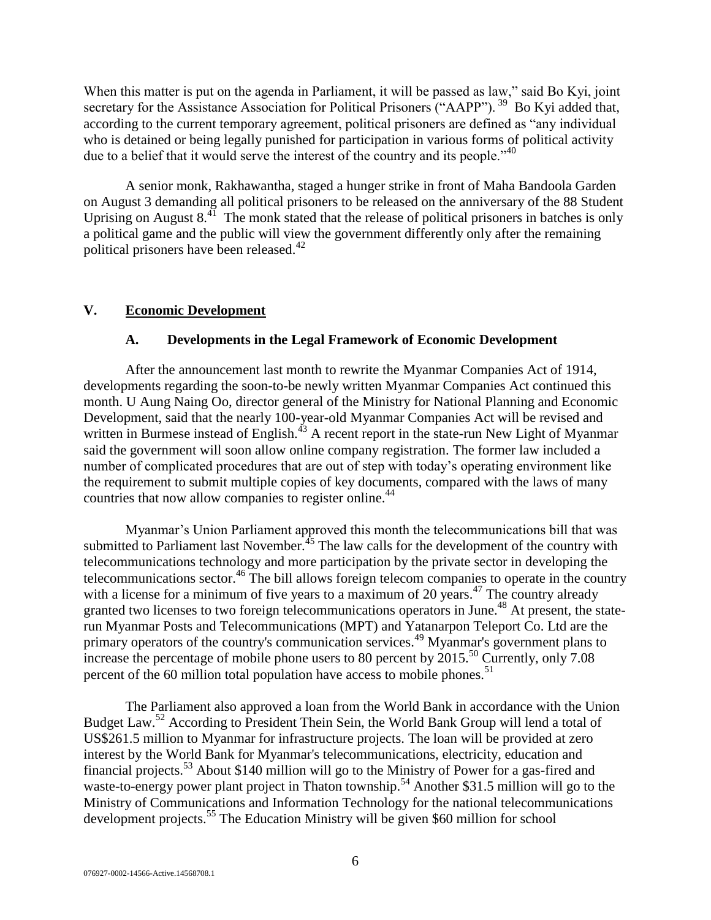When this matter is put on the agenda in Parliament, it will be passed as law," said Bo Kyi, joint secretary for the Assistance Association for Political Prisoners ("AAPP").[39] Bo Kyi added that, according to the current temporary agreement, political prisoners are defined as "any individual who is detained or being legally punished for participation in various forms of political activity due to a belief that it would serve the interest of the country and its people."[40]

A senior monk, Rakhawantha, staged a hunger strike in front of Maha Bandoola Garden on August 3 demanding all political prisoners to be released on the anniversary of the 88 Student Uprising on August 8.[41] The monk stated that the release of political prisoners in batches is only a political game and the public will view the government differently only after the remaining political prisoners have been released.[42]

## V. Economic Development

### A. Developments in the Legal Framework of Economic Development

After the announcement last month to rewrite the Myanmar Companies Act of 1914, developments regarding the soon-to-be newly written Myanmar Companies Act continued this month. U Aung Naing Oo, director general of the Ministry for National Planning and Economic Development, said that the nearly 100-year-old Myanmar Companies Act will be revised and written in Burmese instead of English.[43] A recent report in the state-run New Light of Myanmar said the government will soon allow online company registration. The former law included a number of complicated procedures that are out of step with today's operating environment like the requirement to submit multiple copies of key documents, compared with the laws of many countries that now allow companies to register online.[44]

Myanmar's Union Parliament approved this month the telecommunications bill that was submitted to Parliament last November.[45] The law calls for the development of the country with telecommunications technology and more participation by the private sector in developing the telecommunications sector.[46] The bill allows foreign telecom companies to operate in the country with a license for a minimum of five years to a maximum of 20 years.[47] The country already granted two licenses to two foreign telecommunications operators in June.[48] At present, the state-run Myanmar Posts and Telecommunications (MPT) and Yatanarpon Teleport Co. Ltd are the primary operators of the country's communication services.[49] Myanmar's government plans to increase the percentage of mobile phone users to 80 percent by 2015.[50] Currently, only 7.08 percent of the 60 million total population have access to mobile phones.[51]

The Parliament also approved a loan from the World Bank in accordance with the Union Budget Law.[52] According to President Thein Sein, the World Bank Group will lend a total of US$261.5 million to Myanmar for infrastructure projects. The loan will be provided at zero interest by the World Bank for Myanmar's telecommunications, electricity, education and financial projects.[53] About $140 million will go to the Ministry of Power for a gas-fired and waste-to-energy power plant project in Thaton township.[54] Another $31.5 million will go to the Ministry of Communications and Information Technology for the national telecommunications development projects.[55] The Education Ministry will be given $60 million for school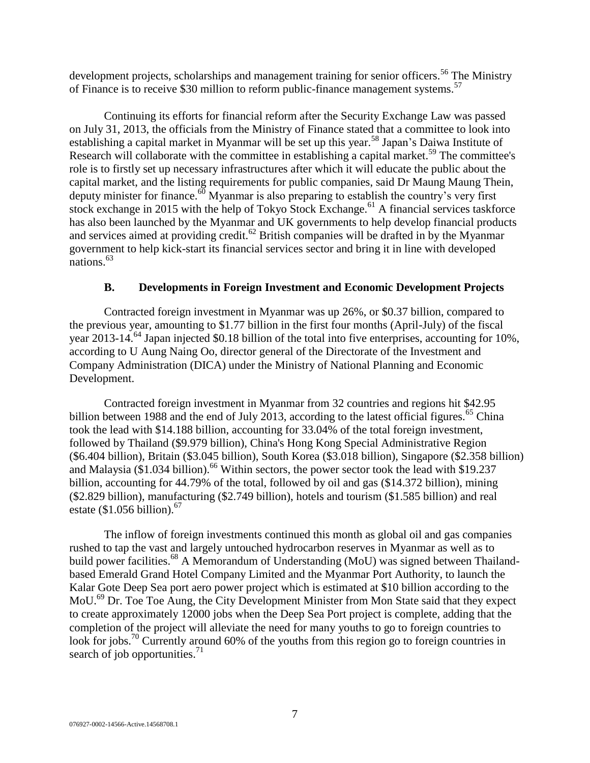development projects, scholarships and management training for senior officers.[56] The Ministry of Finance is to receive $30 million to reform public-finance management systems.[57]

Continuing its efforts for financial reform after the Security Exchange Law was passed on July 31, 2013, the officials from the Ministry of Finance stated that a committee to look into establishing a capital market in Myanmar will be set up this year.[58] Japan's Daiwa Institute of Research will collaborate with the committee in establishing a capital market.[59] The committee's role is to firstly set up necessary infrastructures after which it will educate the public about the capital market, and the listing requirements for public companies, said Dr Maung Maung Thein, deputy minister for finance.[60] Myanmar is also preparing to establish the country's very first stock exchange in 2015 with the help of Tokyo Stock Exchange.[61] A financial services taskforce has also been launched by the Myanmar and UK governments to help develop financial products and services aimed at providing credit.[62] British companies will be drafted in by the Myanmar government to help kick-start its financial services sector and bring it in line with developed nations.[63]

## B. Developments in Foreign Investment and Economic Development Projects

Contracted foreign investment in Myanmar was up 26%, or $0.37 billion, compared to the previous year, amounting to $1.77 billion in the first four months (April-July) of the fiscal year 2013-14.[64] Japan injected $0.18 billion of the total into five enterprises, accounting for 10%, according to U Aung Naing Oo, director general of the Directorate of the Investment and Company Administration (DICA) under the Ministry of National Planning and Economic Development.

Contracted foreign investment in Myanmar from 32 countries and regions hit $42.95 billion between 1988 and the end of July 2013, according to the latest official figures.[65] China took the lead with $14.188 billion, accounting for 33.04% of the total foreign investment, followed by Thailand ($9.979 billion), China's Hong Kong Special Administrative Region ($6.404 billion), Britain ($3.045 billion), South Korea ($3.018 billion), Singapore ($2.358 billion) and Malaysia ($1.034 billion).[66] Within sectors, the power sector took the lead with $19.237 billion, accounting for 44.79% of the total, followed by oil and gas ($14.372 billion), mining ($2.829 billion), manufacturing ($2.749 billion), hotels and tourism ($1.585 billion) and real estate ($1.056 billion).[67]

The inflow of foreign investments continued this month as global oil and gas companies rushed to tap the vast and largely untouched hydrocarbon reserves in Myanmar as well as to build power facilities.[68] A Memorandum of Understanding (MoU) was signed between Thailand-based Emerald Grand Hotel Company Limited and the Myanmar Port Authority, to launch the Kalar Gote Deep Sea port aero power project which is estimated at $10 billion according to the MoU.[69] Dr. Toe Toe Aung, the City Development Minister from Mon State said that they expect to create approximately 12000 jobs when the Deep Sea Port project is complete, adding that the completion of the project will alleviate the need for many youths to go to foreign countries to look for jobs.[70] Currently around 60% of the youths from this region go to foreign countries in search of job opportunities.[71]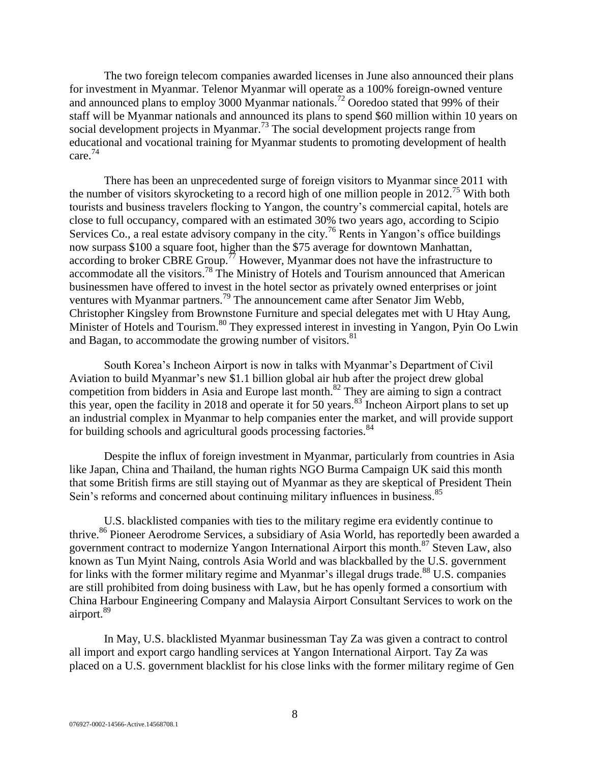The two foreign telecom companies awarded licenses in June also announced their plans for investment in Myanmar. Telenor Myanmar will operate as a 100% foreign-owned venture and announced plans to employ 3000 Myanmar nationals.[72] Ooredoo stated that 99% of their staff will be Myanmar nationals and announced its plans to spend $60 million within 10 years on social development projects in Myanmar.[73] The social development projects range from educational and vocational training for Myanmar students to promoting development of health care.[74]

There has been an unprecedented surge of foreign visitors to Myanmar since 2011 with the number of visitors skyrocketing to a record high of one million people in 2012.[75] With both tourists and business travelers flocking to Yangon, the country's commercial capital, hotels are close to full occupancy, compared with an estimated 30% two years ago, according to Scipio Services Co., a real estate advisory company in the city.[76] Rents in Yangon's office buildings now surpass $100 a square foot, higher than the $75 average for downtown Manhattan, according to broker CBRE Group.[77] However, Myanmar does not have the infrastructure to accommodate all the visitors.[78] The Ministry of Hotels and Tourism announced that American businessmen have offered to invest in the hotel sector as privately owned enterprises or joint ventures with Myanmar partners.[79] The announcement came after Senator Jim Webb, Christopher Kingsley from Brownstone Furniture and special delegates met with U Htay Aung, Minister of Hotels and Tourism.[80] They expressed interest in investing in Yangon, Pyin Oo Lwin and Bagan, to accommodate the growing number of visitors.[81]

South Korea's Incheon Airport is now in talks with Myanmar's Department of Civil Aviation to build Myanmar's new $1.1 billion global air hub after the project drew global competition from bidders in Asia and Europe last month.[82] They are aiming to sign a contract this year, open the facility in 2018 and operate it for 50 years.[83] Incheon Airport plans to set up an industrial complex in Myanmar to help companies enter the market, and will provide support for building schools and agricultural goods processing factories.[84]

Despite the influx of foreign investment in Myanmar, particularly from countries in Asia like Japan, China and Thailand, the human rights NGO Burma Campaign UK said this month that some British firms are still staying out of Myanmar as they are skeptical of President Thein Sein's reforms and concerned about continuing military influences in business.[85]

U.S. blacklisted companies with ties to the military regime era evidently continue to thrive.[86] Pioneer Aerodrome Services, a subsidiary of Asia World, has reportedly been awarded a government contract to modernize Yangon International Airport this month.[87] Steven Law, also known as Tun Myint Naing, controls Asia World and was blackballed by the U.S. government for links with the former military regime and Myanmar's illegal drugs trade.[88] U.S. companies are still prohibited from doing business with Law, but he has openly formed a consortium with China Harbour Engineering Company and Malaysia Airport Consultant Services to work on the airport.[89]

In May, U.S. blacklisted Myanmar businessman Tay Za was given a contract to control all import and export cargo handling services at Yangon International Airport. Tay Za was placed on a U.S. government blacklist for his close links with the former military regime of Gen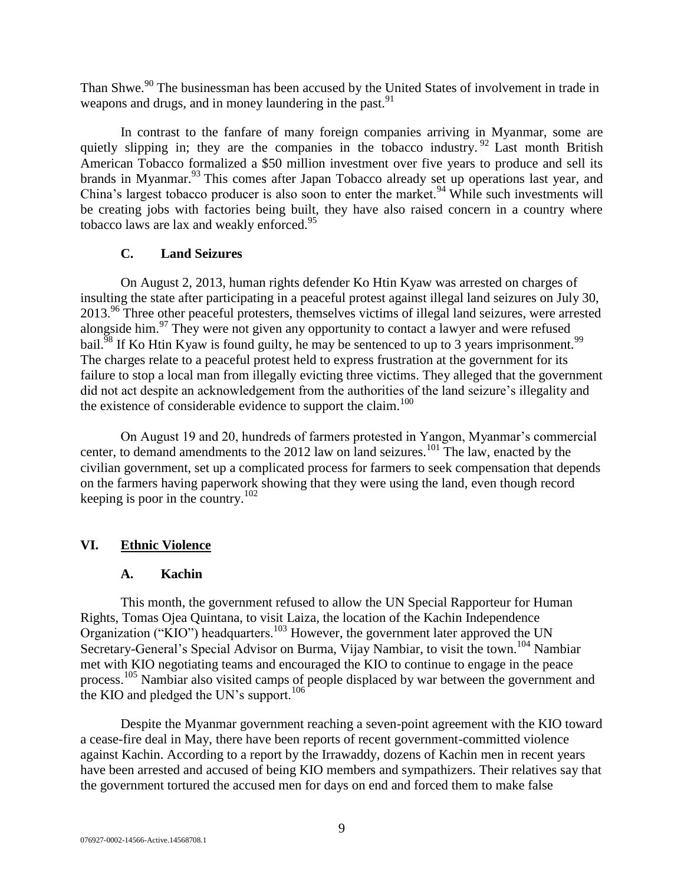Than Shwe.[90] The businessman has been accused by the United States of involvement in trade in weapons and drugs, and in money laundering in the past.[91]

In contrast to the fanfare of many foreign companies arriving in Myanmar, some are quietly slipping in; they are the companies in the tobacco industry.[92] Last month British American Tobacco formalized a \$50 million investment over five years to produce and sell its brands in Myanmar.[93] This comes after Japan Tobacco already set up operations last year, and China's largest tobacco producer is also soon to enter the market.[94] While such investments will be creating jobs with factories being built, they have also raised concern in a country where tobacco laws are lax and weakly enforced.[95]

### C. Land Seizures

On August 2, 2013, human rights defender Ko Htin Kyaw was arrested on charges of insulting the state after participating in a peaceful protest against illegal land seizures on July 30, 2013.[96] Three other peaceful protesters, themselves victims of illegal land seizures, were arrested alongside him.[97] They were not given any opportunity to contact a lawyer and were refused bail.[98] If Ko Htin Kyaw is found guilty, he may be sentenced to up to 3 years imprisonment.[99] The charges relate to a peaceful protest held to express frustration at the government for its failure to stop a local man from illegally evicting three victims. They alleged that the government did not act despite an acknowledgement from the authorities of the land seizure's illegality and the existence of considerable evidence to support the claim.[100]

On August 19 and 20, hundreds of farmers protested in Yangon, Myanmar's commercial center, to demand amendments to the 2012 law on land seizures.[101] The law, enacted by the civilian government, set up a complicated process for farmers to seek compensation that depends on the farmers having paperwork showing that they were using the land, even though record keeping is poor in the country.[102]

## VI. Ethnic Violence

### A. Kachin

This month, the government refused to allow the UN Special Rapporteur for Human Rights, Tomas Ojea Quintana, to visit Laiza, the location of the Kachin Independence Organization ("KIO") headquarters.[103] However, the government later approved the UN Secretary-General's Special Advisor on Burma, Vijay Nambiar, to visit the town.[104] Nambiar met with KIO negotiating teams and encouraged the KIO to continue to engage in the peace process.[105] Nambiar also visited camps of people displaced by war between the government and the KIO and pledged the UN's support.[106]

Despite the Myanmar government reaching a seven-point agreement with the KIO toward a cease-fire deal in May, there have been reports of recent government-committed violence against Kachin. According to a report by the Irrawaddy, dozens of Kachin men in recent years have been arrested and accused of being KIO members and sympathizers. Their relatives say that the government tortured the accused men for days on end and forced them to make false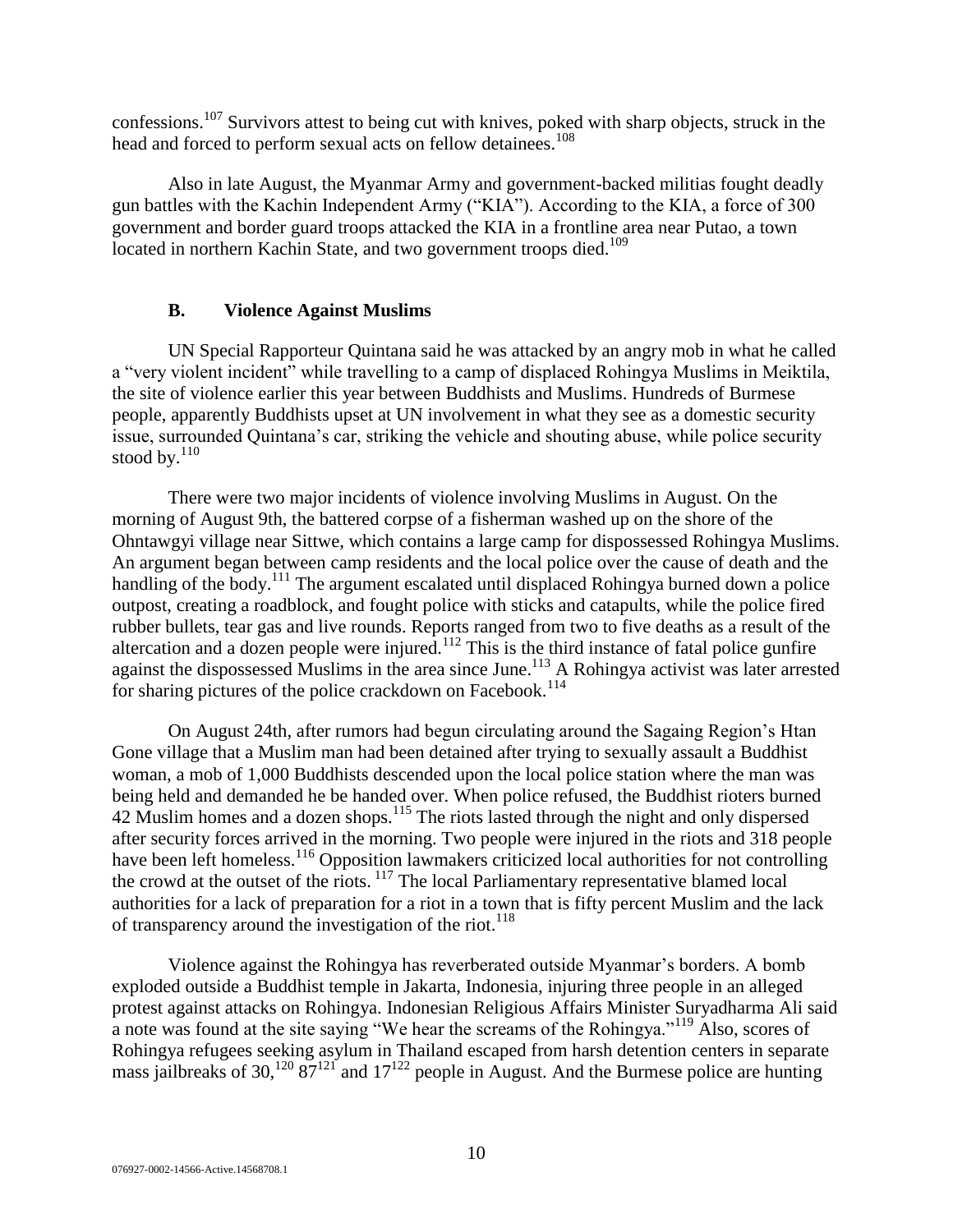confessions.[107] Survivors attest to being cut with knives, poked with sharp objects, struck in the head and forced to perform sexual acts on fellow detainees.[108]

Also in late August, the Myanmar Army and government-backed militias fought deadly gun battles with the Kachin Independent Army ("KIA"). According to the KIA, a force of 300 government and border guard troops attacked the KIA in a frontline area near Putao, a town located in northern Kachin State, and two government troops died.[109]

### B. Violence Against Muslims

UN Special Rapporteur Quintana said he was attacked by an angry mob in what he called a "very violent incident" while travelling to a camp of displaced Rohingya Muslims in Meiktila, the site of violence earlier this year between Buddhists and Muslims. Hundreds of Burmese people, apparently Buddhists upset at UN involvement in what they see as a domestic security issue, surrounded Quintana's car, striking the vehicle and shouting abuse, while police security stood by.[110]

There were two major incidents of violence involving Muslims in August. On the morning of August 9th, the battered corpse of a fisherman washed up on the shore of the Ohntawgyi village near Sittwe, which contains a large camp for dispossessed Rohingya Muslims. An argument began between camp residents and the local police over the cause of death and the handling of the body.[111] The argument escalated until displaced Rohingya burned down a police outpost, creating a roadblock, and fought police with sticks and catapults, while the police fired rubber bullets, tear gas and live rounds. Reports ranged from two to five deaths as a result of the altercation and a dozen people were injured.[112] This is the third instance of fatal police gunfire against the dispossessed Muslims in the area since June.[113] A Rohingya activist was later arrested for sharing pictures of the police crackdown on Facebook.[114]

On August 24th, after rumors had begun circulating around the Sagaing Region's Htan Gone village that a Muslim man had been detained after trying to sexually assault a Buddhist woman, a mob of 1,000 Buddhists descended upon the local police station where the man was being held and demanded he be handed over. When police refused, the Buddhist rioters burned 42 Muslim homes and a dozen shops.[115] The riots lasted through the night and only dispersed after security forces arrived in the morning. Two people were injured in the riots and 318 people have been left homeless.[116] Opposition lawmakers criticized local authorities for not controlling the crowd at the outset of the riots.[117] The local Parliamentary representative blamed local authorities for a lack of preparation for a riot in a town that is fifty percent Muslim and the lack of transparency around the investigation of the riot.[118]

Violence against the Rohingya has reverberated outside Myanmar's borders. A bomb exploded outside a Buddhist temple in Jakarta, Indonesia, injuring three people in an alleged protest against attacks on Rohingya. Indonesian Religious Affairs Minister Suryadharma Ali said a note was found at the site saying "We hear the screams of the Rohingya."[119] Also, scores of Rohingya refugees seeking asylum in Thailand escaped from harsh detention centers in separate mass jailbreaks of 30,[120] 87[121] and 17[122] people in August. And the Burmese police are hunting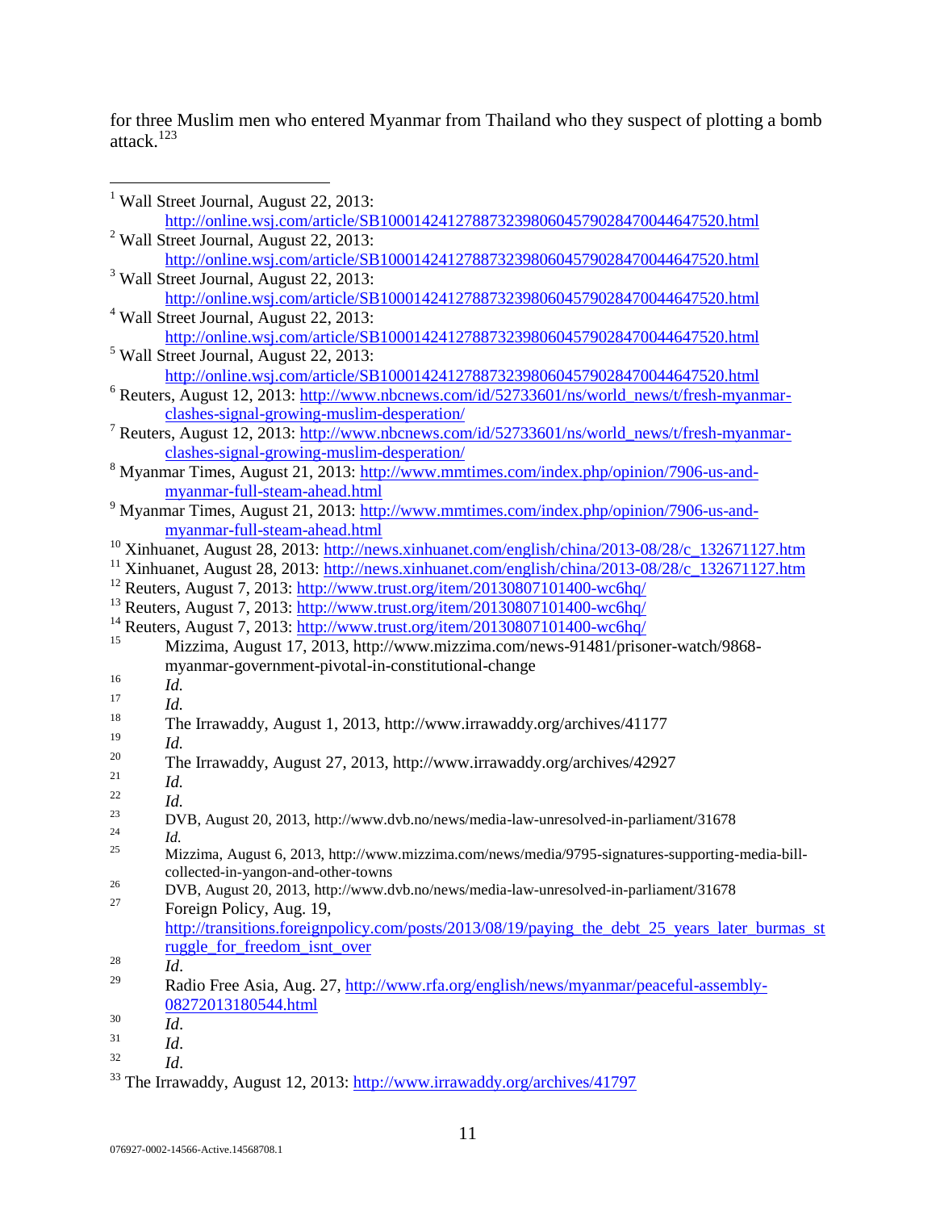for three Muslim men who entered Myanmar from Thailand who they suspect of plotting a bomb attack.[123]

---

[1] Wall Street Journal, August 22, 2013: http://online.wsj.com/article/SB10001424127887323980604579028470044647520.html

[2] Wall Street Journal, August 22, 2013: http://online.wsj.com/article/SB10001424127887323980604579028470044647520.html

[3] Wall Street Journal, August 22, 2013: http://online.wsj.com/article/SB10001424127887323980604579028470044647520.html

[4] Wall Street Journal, August 22, 2013: http://online.wsj.com/article/SB10001424127887323980604579028470044647520.html

[5] Wall Street Journal, August 22, 2013: http://online.wsj.com/article/SB10001424127887323980604579028470044647520.html

[6] Reuters, August 12, 2013: http://www.nbcnews.com/id/52733601/ns/world_news/t/fresh-myanmar-clashes-signal-growing-muslim-desperation/

[7] Reuters, August 12, 2013: http://www.nbcnews.com/id/52733601/ns/world_news/t/fresh-myanmar-clashes-signal-growing-muslim-desperation/

[8] Myanmar Times, August 21, 2013: http://www.mmtimes.com/index.php/opinion/7906-us-and-myanmar-full-steam-ahead.html

[9] Myanmar Times, August 21, 2013: http://www.mmtimes.com/index.php/opinion/7906-us-and-myanmar-full-steam-ahead.html

[10] Xinhuanet, August 28, 2013: http://news.xinhuanet.com/english/china/2013-08/28/c_132671127.htm

[11] Xinhuanet, August 28, 2013: http://news.xinhuanet.com/english/china/2013-08/28/c_132671127.htm

[12] Reuters, August 7, 2013: http://www.trust.org/item/20130807101400-wc6hq/

[13] Reuters, August 7, 2013: http://www.trust.org/item/20130807101400-wc6hq/

[14] Reuters, August 7, 2013: http://www.trust.org/item/20130807101400-wc6hq/

[15] Mizzima, August 17, 2013, http://www.mizzima.com/news-91481/prisoner-watch/9868-myanmar-government-pivotal-in-constitutional-change

[16] *Id.*

[17] *Id.*

[18] The Irrawaddy, August 1, 2013, http://www.irrawaddy.org/archives/41177

[19] *Id.*

[20] The Irrawaddy, August 27, 2013, http://www.irrawaddy.org/archives/42927

[21] *Id.*

[22] *Id.*

[23] DVB, August 20, 2013, http://www.dvb.no/news/media-law-unresolved-in-parliament/31678

[24] *Id.*

[25] Mizzima, August 6, 2013, http://www.mizzima.com/news/media/9795-signatures-supporting-media-bill-collected-in-yangon-and-other-towns

[26] DVB, August 20, 2013, http://www.dvb.no/news/media-law-unresolved-in-parliament/31678

[27] Foreign Policy, Aug. 19, http://transitions.foreignpolicy.com/posts/2013/08/19/paying_the_debt_25_years_later_burmas_struggle_for_freedom_isnt_over

[28] *Id.*

[29] Radio Free Asia, Aug. 27, http://www.rfa.org/english/news/myanmar/peaceful-assembly-08272013180544.html

[30] *Id.*

[31] *Id.*

[32] *Id.*

[33] The Irrawaddy, August 12, 2013: http://www.irrawaddy.org/archives/41797

076927-0002-14566-Active.14568708.1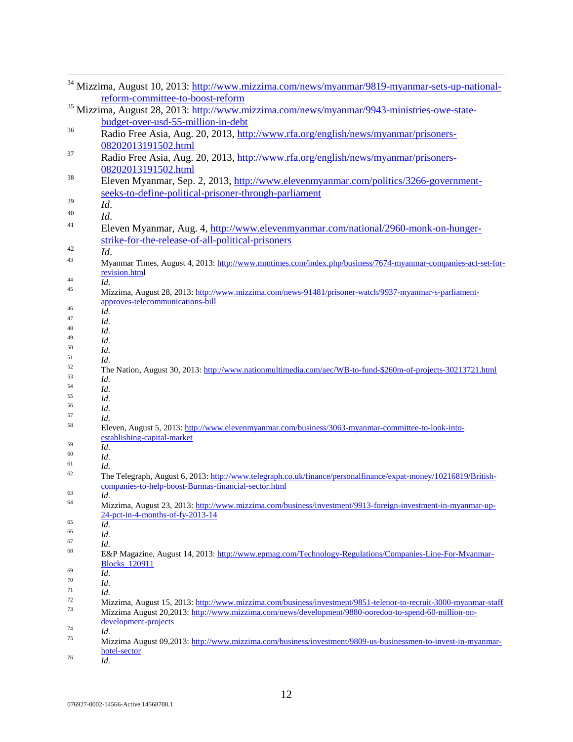[34] Mizzima, August 10, 2013: http://www.mizzima.com/news/myanmar/9819-myanmar-sets-up-national-reform-committee-to-boost-reform

[35] Mizzima, August 28, 2013: http://www.mizzima.com/news/myanmar/9943-ministries-owe-state-budget-over-usd-55-million-in-debt

[36] Radio Free Asia, Aug. 20, 2013, http://www.rfa.org/english/news/myanmar/prisoners-08202013191502.html

[37] Radio Free Asia, Aug. 20, 2013, http://www.rfa.org/english/news/myanmar/prisoners-08202013191502.html

[38] Eleven Myanmar, Sep. 2, 2013, http://www.elevenmyanmar.com/politics/3266-government-seeks-to-define-political-prisoner-through-parliament

[39] *Id*.

[40] *Id*.

[41] Eleven Myanmar, Aug. 4, http://www.elevenmyanmar.com/national/2960-monk-on-hunger-strike-for-the-release-of-all-political-prisoners

[42] *Id*.

[43] Myanmar Times, August 4, 2013: http://www.mmtimes.com/index.php/business/7674-myanmar-companies-act-set-for-revision.html

[44] *Id*.

[45] Mizzima, August 28, 2013: http://www.mizzima.com/news-91481/prisoner-watch/9937-myanmar-s-parliament-approves-telecommunications-bill

[46] *Id*.

[47] *Id*.

[48] *Id*.

[49] *Id*.

[50] *Id*.

[51] *Id*.

[52] The Nation, August 30, 2013: http://www.nationmultimedia.com/aec/WB-to-fund-$260m-of-projects-30213721.html

[53] *Id*.

[54] *Id*.

[55] *Id*.

[56] *Id*.

[57] *Id*.

[58] Eleven, August 5, 2013: http://www.elevenmyanmar.com/business/3063-myanmar-committee-to-look-into-establishing-capital-market

[59] *Id*.

[60] *Id*.

[61] *Id*.

[62] The Telegraph, August 6, 2013: http://www.telegraph.co.uk/finance/personalfinance/expat-money/10216819/British-companies-to-help-boost-Burmas-financial-sector.html

[63] *Id*.

[64] Mizzima, August 23, 2013: http://www.mizzima.com/business/investment/9913-foreign-investment-in-myanmar-up-24-pct-in-4-months-of-fy-2013-14

[65] *Id*.

[66] *Id*.

[67] *Id*.

[68] E&P Magazine, August 14, 2013: http://www.epmag.com/Technology-Regulations/Companies-Line-For-Myanmar-Blocks_120911

[69] *Id*.

[70] *Id*.

[71] *Id*.

[72] Mizzima, August 15, 2013: http://www.mizzima.com/business/investment/9851-telenor-to-recruit-3000-myanmar-staff

[73] Mizzima August 20,2013: http://www.mizzima.com/news/development/9880-ooredoo-to-spend-60-million-on-development-projects

[74] *Id*.

[75] Mizzima August 09,2013: http://www.mizzima.com/business/investment/9809-us-businessmen-to-invest-in-myanmar-hotel-sector

[76] *Id*.

076927-0002-14566-Active.14568708.1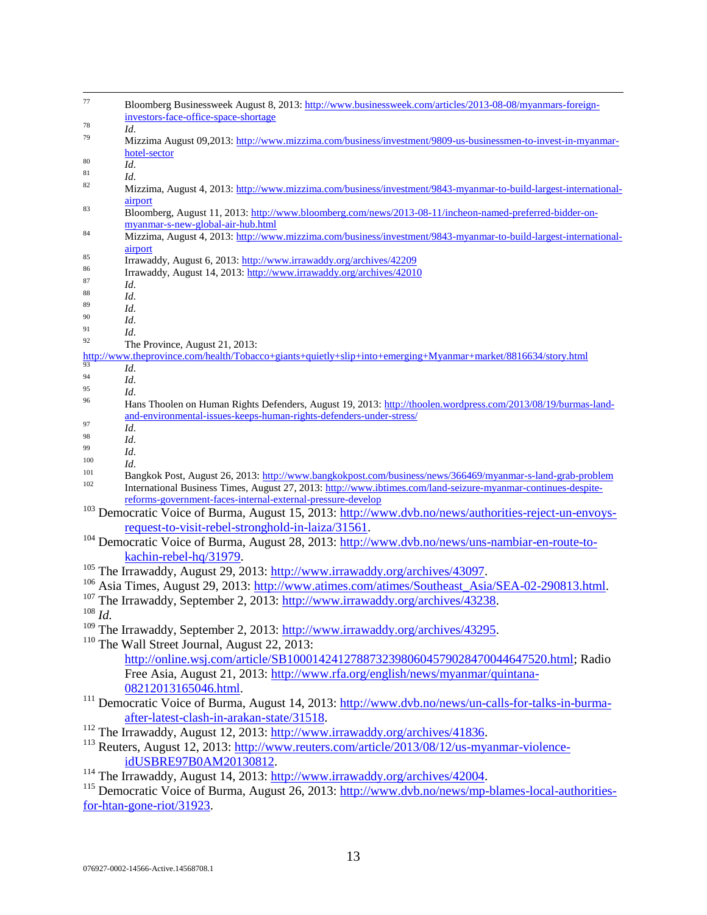[77] Bloomberg Businessweek August 8, 2013: http://www.businessweek.com/articles/2013-08-08/myanmars-foreign-investors-face-office-space-shortage

[78] *Id.*

[79] Mizzima August 09,2013: http://www.mizzima.com/business/investment/9809-us-businessmen-to-invest-in-myanmar-hotel-sector

[80] *Id.*

[81] *Id.*

[82] Mizzima, August 4, 2013: http://www.mizzima.com/business/investment/9843-myanmar-to-build-largest-international-airport

[83] Bloomberg, August 11, 2013: http://www.bloomberg.com/news/2013-08-11/incheon-named-preferred-bidder-on-myanmar-s-new-global-air-hub.html

[84] Mizzima, August 4, 2013: http://www.mizzima.com/business/investment/9843-myanmar-to-build-largest-international-airport

[85] Irrawaddy, August 6, 2013: http://www.irrawaddy.org/archives/42209

[86] Irrawaddy, August 14, 2013: http://www.irrawaddy.org/archives/42010

[87] *Id.*

[88] *Id.*

[89] *Id.*

[90] *Id.*

[91] *Id.*

[92] The Province, August 21, 2013: http://www.theprovince.com/health/Tobacco+giants+quietly+slip+into+emerging+Myanmar+market/8816634/story.html

[93] *Id.*

[94] *Id.*

[95] *Id.*

[96] Hans Thoolen on Human Rights Defenders, August 19, 2013: http://thoolen.wordpress.com/2013/08/19/burmas-land-and-environmental-issues-keeps-human-rights-defenders-under-stress/

[97] *Id.*

[98] *Id.*

[99] *Id.*

[100] *Id.*

[101] Bangkok Post, August 26, 2013: http://www.bangkokpost.com/business/news/366469/myanmar-s-land-grab-problem

[102] International Business Times, August 27, 2013: http://www.ibtimes.com/land-seizure-myanmar-continues-despite-reforms-government-faces-internal-external-pressure-develop

[103] Democratic Voice of Burma, August 15, 2013: http://www.dvb.no/news/authorities-reject-un-envoys-request-to-visit-rebel-stronghold-in-laiza/31561.

[104] Democratic Voice of Burma, August 28, 2013: http://www.dvb.no/news/uns-nambiar-en-route-to-kachin-rebel-hq/31979.

[105] The Irrawaddy, August 29, 2013: http://www.irrawaddy.org/archives/43097.

[106] Asia Times, August 29, 2013: http://www.atimes.com/atimes/Southeast_Asia/SEA-02-290813.html.

[107] The Irrawaddy, September 2, 2013: http://www.irrawaddy.org/archives/43238.

[108] *Id.*

[109] The Irrawaddy, September 2, 2013: http://www.irrawaddy.org/archives/43295.

[110] The Wall Street Journal, August 22, 2013: http://online.wsj.com/article/SB10001424127887323980604579028470044647520.html; Radio Free Asia, August 21, 2013: http://www.rfa.org/english/news/myanmar/quintana-08212013165046.html.

[111] Democratic Voice of Burma, August 14, 2013: http://www.dvb.no/news/un-calls-for-talks-in-burma-after-latest-clash-in-arakan-state/31518.

[112] The Irrawaddy, August 12, 2013: http://www.irrawaddy.org/archives/41836.

[113] Reuters, August 12, 2013: http://www.reuters.com/article/2013/08/12/us-myanmar-violence-idUSBRE97B0AM20130812.

[114] The Irrawaddy, August 14, 2013: http://www.irrawaddy.org/archives/42004.

[115] Democratic Voice of Burma, August 26, 2013: http://www.dvb.no/news/mp-blames-local-authorities-for-htan-gone-riot/31923.

076927-0002-14566-Active.14568708.1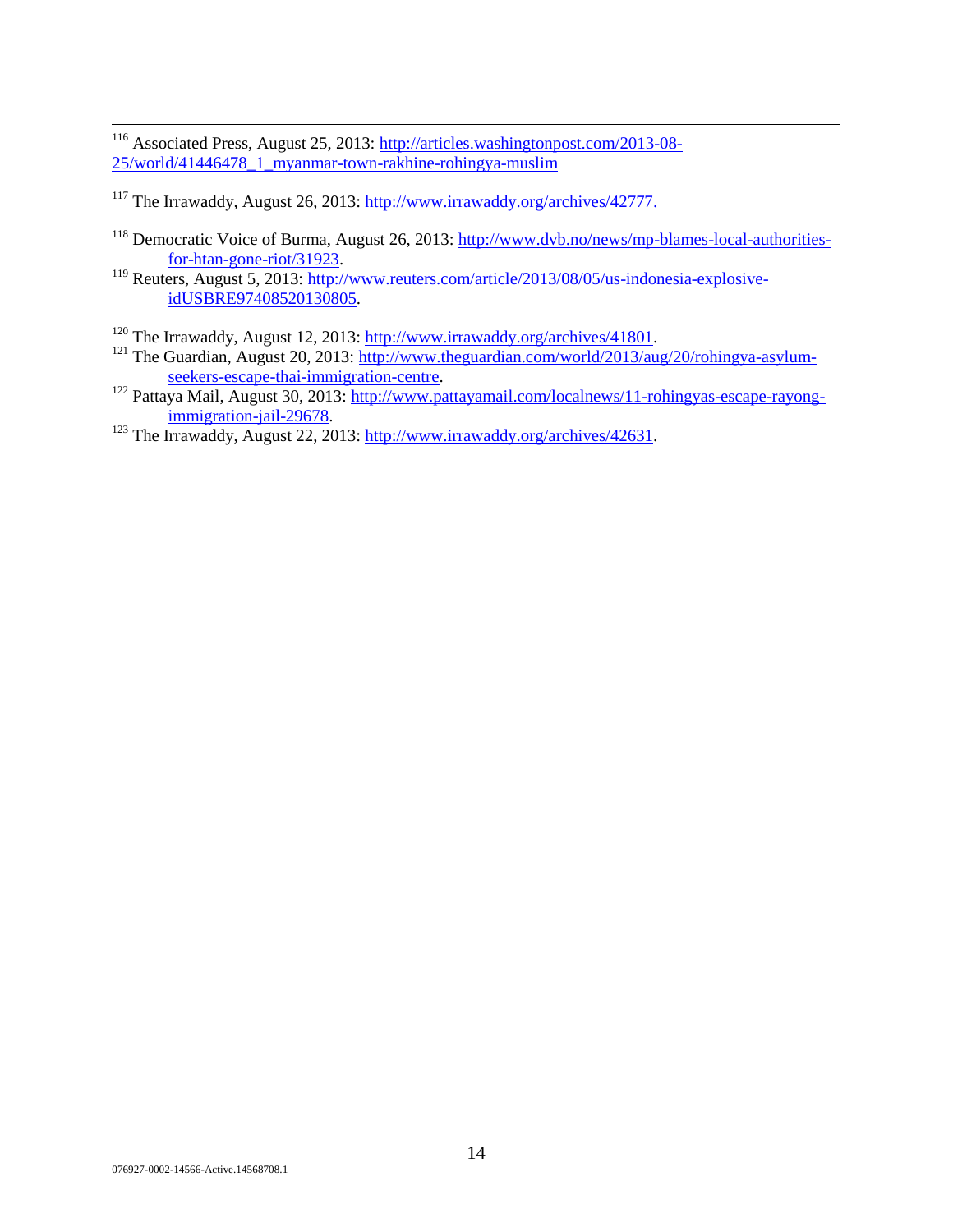[116] Associated Press, August 25, 2013: http://articles.washingtonpost.com/2013-08-25/world/41446478_1_myanmar-town-rakhine-rohingya-muslim

[117] The Irrawaddy, August 26, 2013: http://www.irrawaddy.org/archives/42777.

[118] Democratic Voice of Burma, August 26, 2013: http://www.dvb.no/news/mp-blames-local-authorities-for-htan-gone-riot/31923.

[119] Reuters, August 5, 2013: http://www.reuters.com/article/2013/08/05/us-indonesia-explosive-idUSBRE97408520130805.

[120] The Irrawaddy, August 12, 2013: http://www.irrawaddy.org/archives/41801.

[121] The Guardian, August 20, 2013: http://www.theguardian.com/world/2013/aug/20/rohingya-asylum-seekers-escape-thai-immigration-centre.

[122] Pattaya Mail, August 30, 2013: http://www.pattayamail.com/localnews/11-rohingyas-escape-rayong-immigration-jail-29678.

[123] The Irrawaddy, August 22, 2013: http://www.irrawaddy.org/archives/42631.

076927-0002-14566-Active.14568708.1